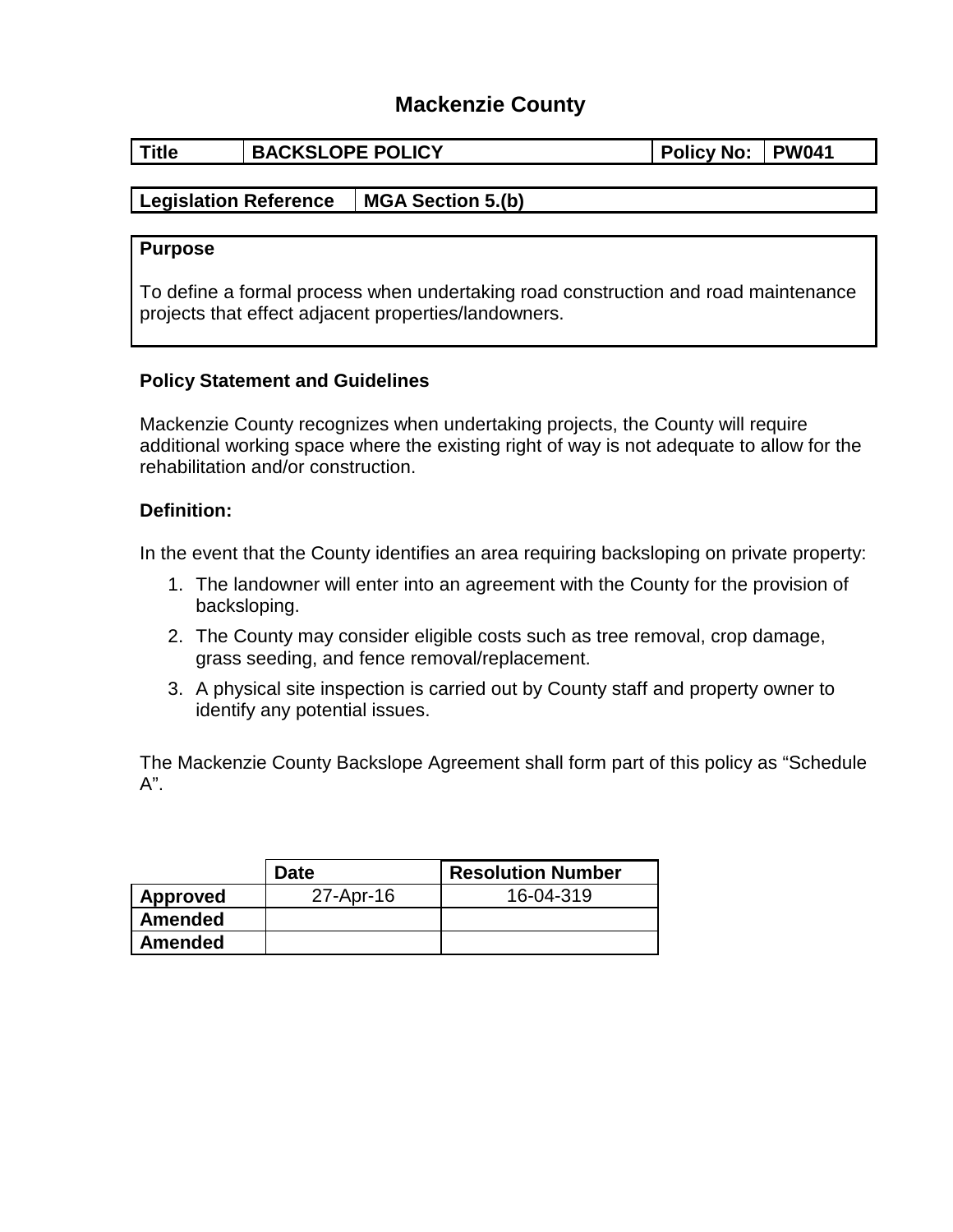# Mackenzie County

| Title | BACKSLOPE POLICY | Policy No: | PW041 |
|---|---|---|---|

| Legislation Reference | MGA Section 5.(b) |
|---|---|

**Purpose**

To define a formal process when undertaking road construction and road maintenance projects that effect adjacent properties/landowners.

**Policy Statement and Guidelines**

Mackenzie County recognizes when undertaking projects, the County will require additional working space where the existing right of way is not adequate to allow for the rehabilitation and/or construction.

**Definition:**

In the event that the County identifies an area requiring backsloping on private property:

1. The landowner will enter into an agreement with the County for the provision of backsloping.
2. The County may consider eligible costs such as tree removal, crop damage, grass seeding, and fence removal/replacement.
3. A physical site inspection is carried out by County staff and property owner to identify any potential issues.

The Mackenzie County Backslope Agreement shall form part of this policy as "Schedule A".

| | Date | Resolution Number |
|---|---|---|
| **Approved** | 27-Apr-16 | 16-04-319 |
| **Amended** | | |
| **Amended** | | |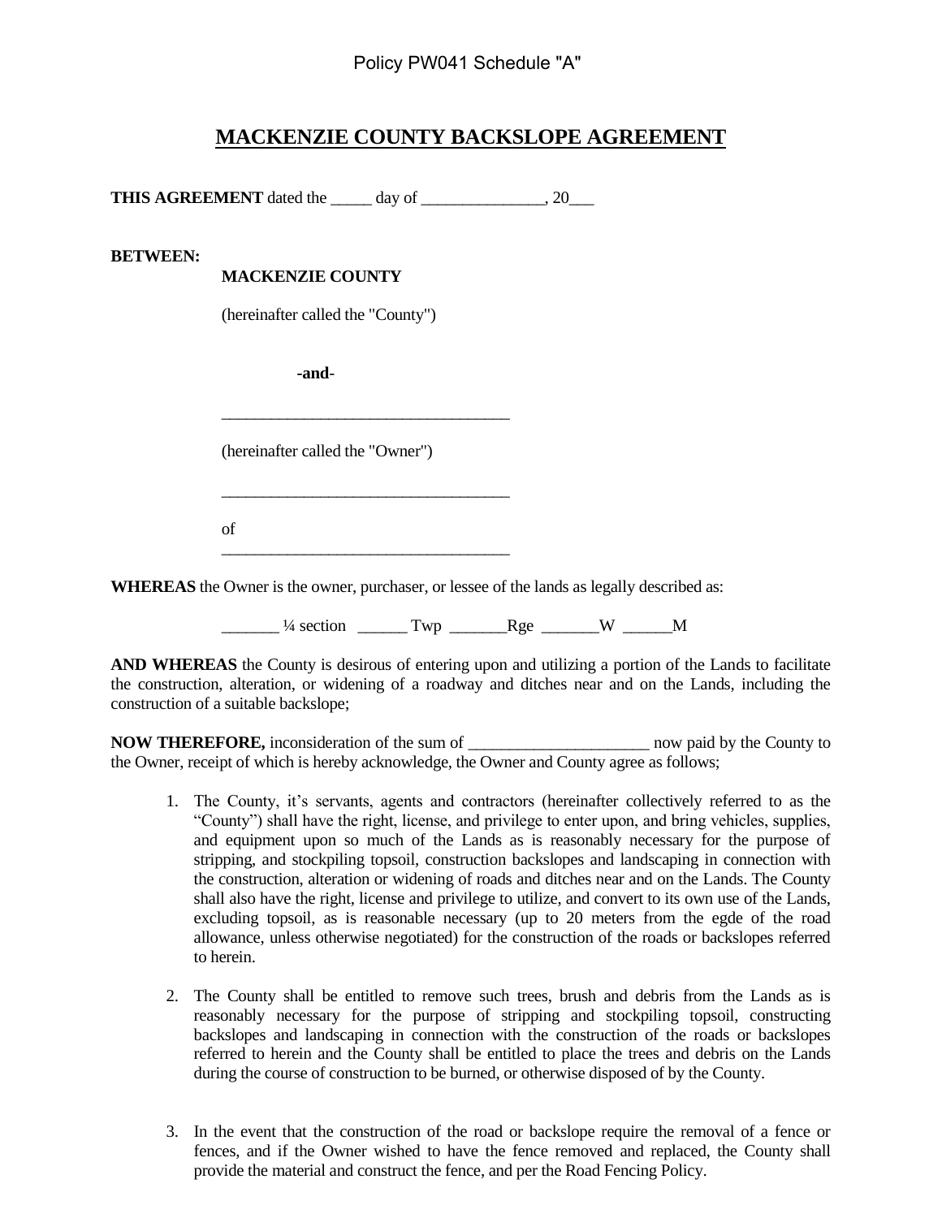Policy PW041 Schedule "A"

# MACKENZIE COUNTY BACKSLOPE AGREEMENT

**THIS AGREEMENT** dated the _____ day of _______________, 20___

**BETWEEN:**

**MACKENZIE COUNTY**

(hereinafter called the "County")

**-and-**

___________________________________

(hereinafter called the "Owner")

___________________________________

of
___________________________________

**WHEREAS** the Owner is the owner, purchaser, or lessee of the lands as legally described as:

_______ ¼ section ______ Twp _______Rge _______W ______M

**AND WHEREAS** the County is desirous of entering upon and utilizing a portion of the Lands to facilitate the construction, alteration, or widening of a roadway and ditches near and on the Lands, including the construction of a suitable backslope;

**NOW THEREFORE,** inconsideration of the sum of ______________________ now paid by the County to the Owner, receipt of which is hereby acknowledge, the Owner and County agree as follows;

1. The County, it's servants, agents and contractors (hereinafter collectively referred to as the "County") shall have the right, license, and privilege to enter upon, and bring vehicles, supplies, and equipment upon so much of the Lands as is reasonably necessary for the purpose of stripping, and stockpiling topsoil, construction backslopes and landscaping in connection with the construction, alteration or widening of roads and ditches near and on the Lands. The County shall also have the right, license and privilege to utilize, and convert to its own use of the Lands, excluding topsoil, as is reasonable necessary (up to 20 meters from the egde of the road allowance, unless otherwise negotiated) for the construction of the roads or backslopes referred to herein.

2. The County shall be entitled to remove such trees, brush and debris from the Lands as is reasonably necessary for the purpose of stripping and stockpiling topsoil, constructing backslopes and landscaping in connection with the construction of the roads or backslopes referred to herein and the County shall be entitled to place the trees and debris on the Lands during the course of construction to be burned, or otherwise disposed of by the County.

3. In the event that the construction of the road or backslope require the removal of a fence or fences, and if the Owner wished to have the fence removed and replaced, the County shall provide the material and construct the fence, and per the Road Fencing Policy.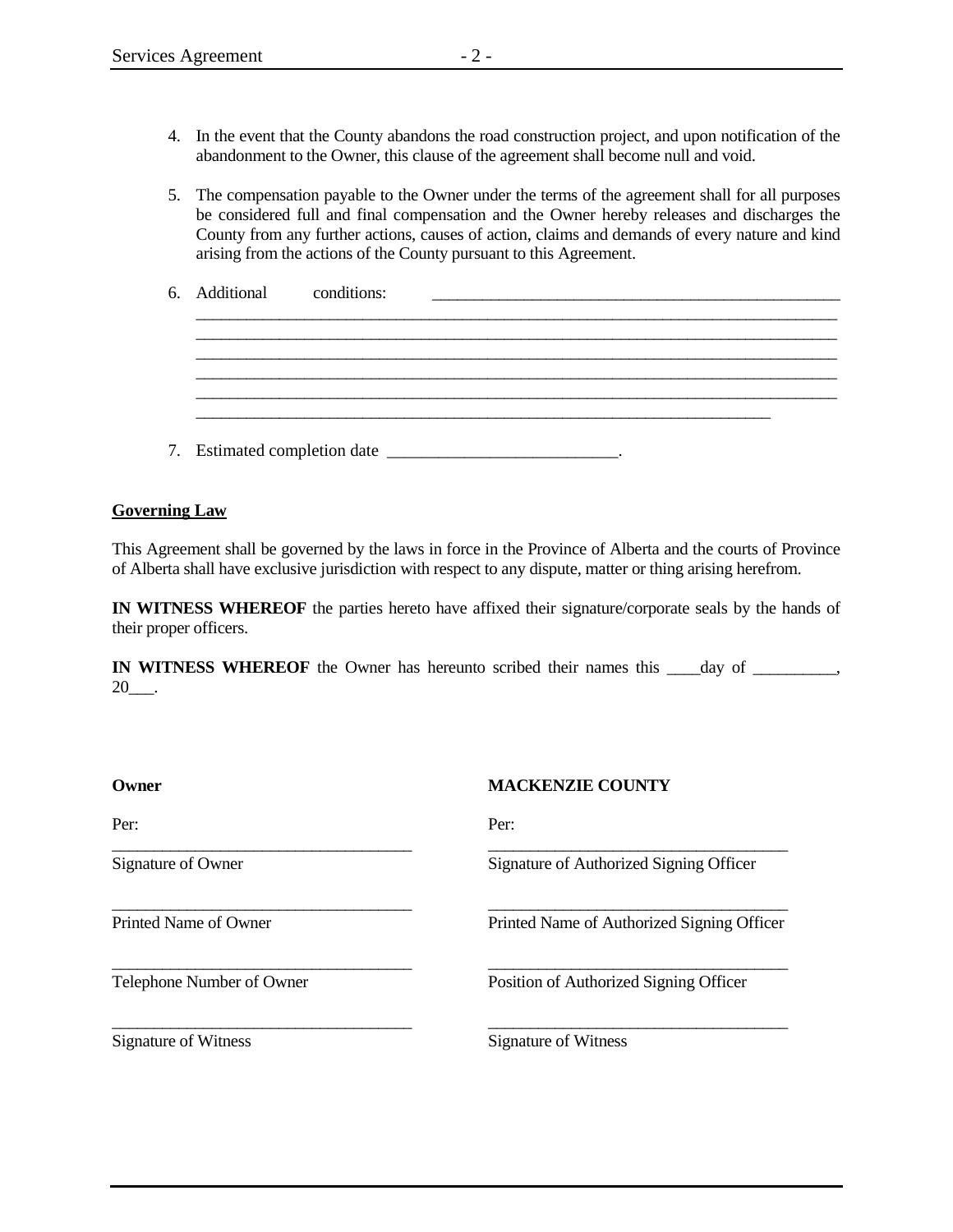4. In the event that the County abandons the road construction project, and upon notification of the abandonment to the Owner, this clause of the agreement shall become null and void.

5. The compensation payable to the Owner under the terms of the agreement shall for all purposes be considered full and final compensation and the Owner hereby releases and discharges the County from any further actions, causes of action, claims and demands of every nature and kind arising from the actions of the County pursuant to this Agreement.

6. Additional conditions: ______________________________________________________
   ________________________________________________________________________
   ________________________________________________________________________
   ________________________________________________________________________
   ________________________________________________________________________
   ________________________________________________________________________
   ______________________________________________________________

7. Estimated completion date ___________________________.

**Governing Law**

This Agreement shall be governed by the laws in force in the Province of Alberta and the courts of Province of Alberta shall have exclusive jurisdiction with respect to any dispute, matter or thing arising herefrom.

**IN WITNESS WHEREOF** the parties hereto have affixed their signature/corporate seals by the hands of their proper officers.

**IN WITNESS WHEREOF** the Owner has hereunto scribed their names this ____day of __________, 20___.

| | |
|---|---|
| **Owner** | **MACKENZIE COUNTY** |
| Per: | Per: |
| ____________________________________ | ____________________________________ |
| Signature of Owner | Signature of Authorized Signing Officer |
| ____________________________________ | ____________________________________ |
| Printed Name of Owner | Printed Name of Authorized Signing Officer |
| ____________________________________ | ____________________________________ |
| Telephone Number of Owner | Position of Authorized Signing Officer |
| ____________________________________ | ____________________________________ |
| Signature of Witness | Signature of Witness |